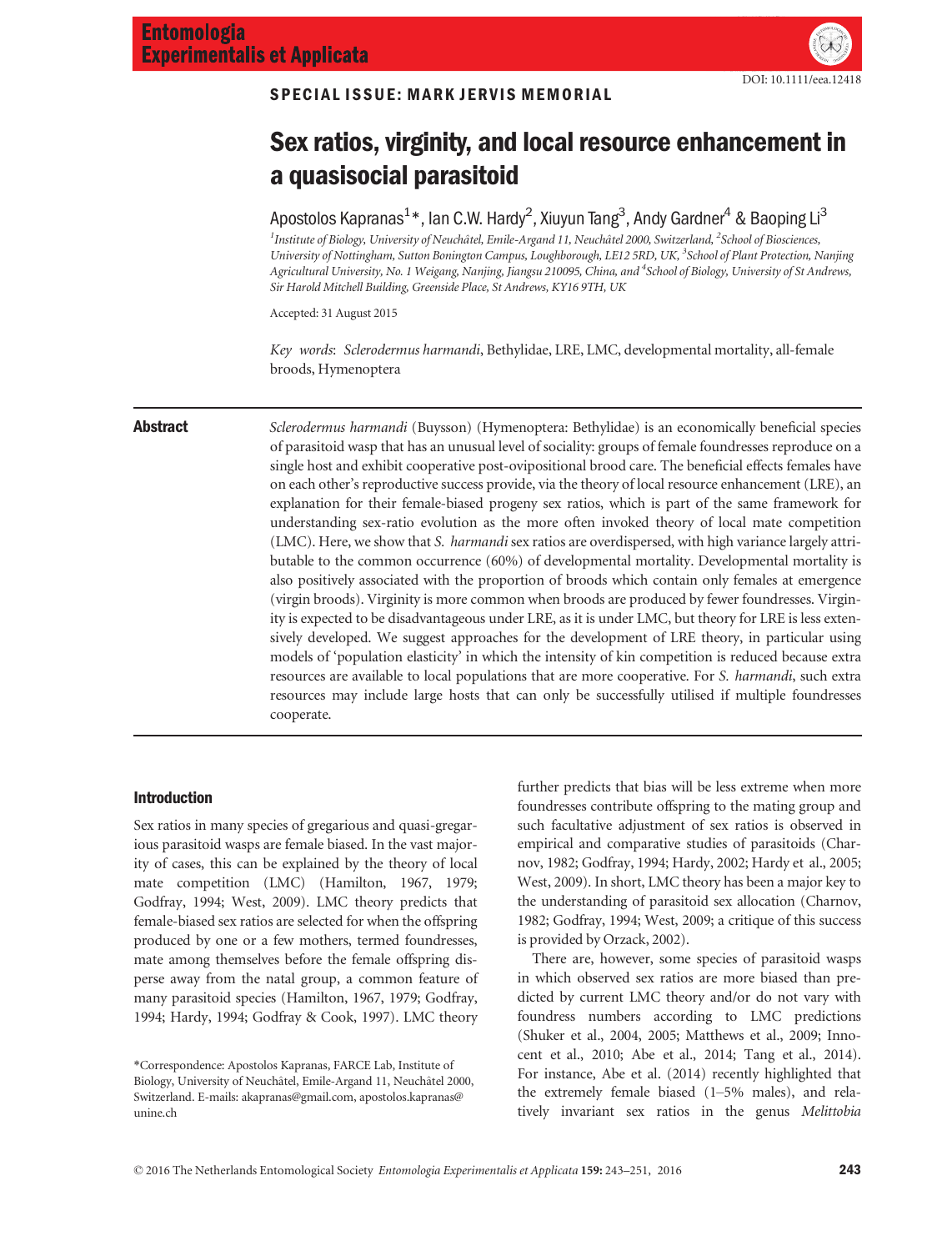SPECIAL ISSUE: MARK JERVIS MEMORIAL

# Sex ratios, virginity, and local resource enhancement in a quasisocial parasitoid

Apostolos Kapranas[1]*, Ian C.W. Hardy[2], Xiuyun Tang[3], Andy Gardner[4] & Baoping Li[3]

[1]Institute of Biology, University of Neuchâtel, Emile-Argand 11, Neuchâtel 2000, Switzerland, [2]School of Biosciences, University of Nottingham, Sutton Bonington Campus, Loughborough, LE12 5RD, UK, [3]School of Plant Protection, Nanjing Agricultural University, No. 1 Weigang, Nanjing, Jiangsu 210095, China, and [4]School of Biology, University of St Andrews, Sir Harold Mitchell Building, Greenside Place, St Andrews, KY16 9TH, UK

Accepted: 31 August 2015

*Key words*: *Sclerodermus harmandi*, Bethylidae, LRE, LMC, developmental mortality, all-female broods, Hymenoptera

DOI: 10.1111/eea.12418

## Abstract

*Sclerodermus harmandi* (Buysson) (Hymenoptera: Bethylidae) is an economically beneficial species of parasitoid wasp that has an unusual level of sociality: groups of female foundresses reproduce on a single host and exhibit cooperative post-ovipositional brood care. The beneficial effects females have on each other's reproductive success provide, via the theory of local resource enhancement (LRE), an explanation for their female-biased progeny sex ratios, which is part of the same framework for understanding sex-ratio evolution as the more often invoked theory of local mate competition (LMC). Here, we show that *S. harmandi* sex ratios are overdispersed, with high variance largely attributable to the common occurrence (60%) of developmental mortality. Developmental mortality is also positively associated with the proportion of broods which contain only females at emergence (virgin broods). Virginity is more common when broods are produced by fewer foundresses. Virginity is expected to be disadvantageous under LRE, as it is under LMC, but theory for LRE is less extensively developed. We suggest approaches for the development of LRE theory, in particular using models of 'population elasticity' in which the intensity of kin competition is reduced because extra resources are available to local populations that are more cooperative. For *S. harmandi*, such extra resources may include large hosts that can only be successfully utilised if multiple foundresses cooperate.

## Introduction

Sex ratios in many species of gregarious and quasi-gregarious parasitoid wasps are female biased. In the vast majority of cases, this can be explained by the theory of local mate competition (LMC) (Hamilton, 1967, 1979; Godfray, 1994; West, 2009). LMC theory predicts that female-biased sex ratios are selected for when the offspring produced by one or a few mothers, termed foundresses, mate among themselves before the female offspring disperse away from the natal group, a common feature of many parasitoid species (Hamilton, 1967, 1979; Godfray, 1994; Hardy, 1994; Godfray & Cook, 1997). LMC theory further predicts that bias will be less extreme when more foundresses contribute offspring to the mating group and such facultative adjustment of sex ratios is observed in empirical and comparative studies of parasitoids (Charnov, 1982; Godfray, 1994; Hardy, 2002; Hardy et al., 2005; West, 2009). In short, LMC theory has been a major key to the understanding of parasitoid sex allocation (Charnov, 1982; Godfray, 1994; West, 2009; a critique of this success is provided by Orzack, 2002).

There are, however, some species of parasitoid wasps in which observed sex ratios are more biased than predicted by current LMC theory and/or do not vary with foundress numbers according to LMC predictions (Shuker et al., 2004, 2005; Matthews et al., 2009; Innocent et al., 2010; Abe et al., 2014; Tang et al., 2014). For instance, Abe et al. (2014) recently highlighted that the extremely female biased (1–5% males), and relatively invariant sex ratios in the genus *Melittobia*

*Correspondence: Apostolos Kapranas, FARCE Lab, Institute of Biology, University of Neuchâtel, Emile-Argand 11, Neuchâtel 2000, Switzerland. E-mails: akapranas@gmail.com, apostolos.kapranas@unine.ch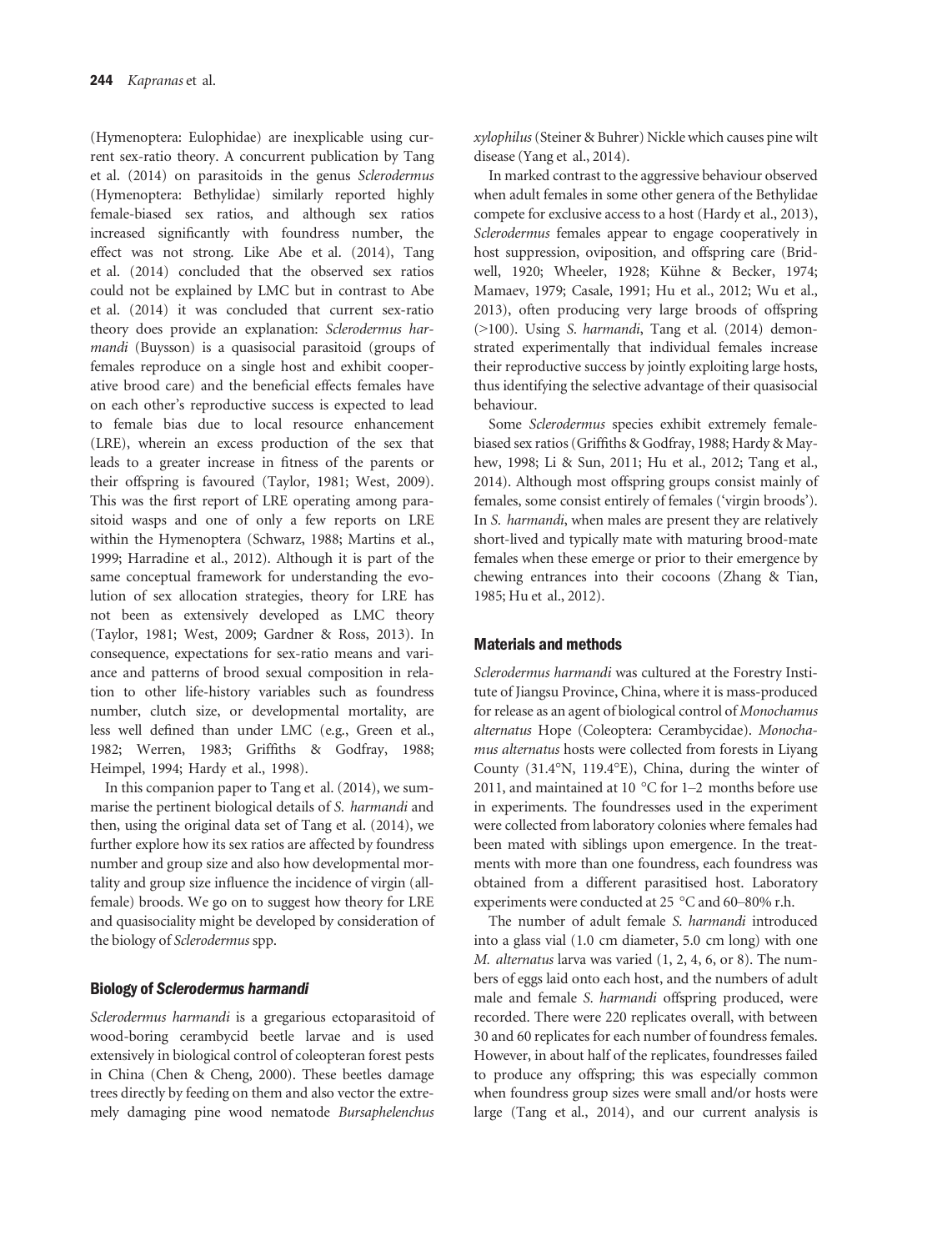(Hymenoptera: Eulophidae) are inexplicable using current sex-ratio theory. A concurrent publication by Tang et al. (2014) on parasitoids in the genus *Sclerodermus* (Hymenoptera: Bethylidae) similarly reported highly female-biased sex ratios, and although sex ratios increased significantly with foundress number, the effect was not strong. Like Abe et al. (2014), Tang et al. (2014) concluded that the observed sex ratios could not be explained by LMC but in contrast to Abe et al. (2014) it was concluded that current sex-ratio theory does provide an explanation: *Sclerodermus harmandi* (Buysson) is a quasisocial parasitoid (groups of females reproduce on a single host and exhibit cooperative brood care) and the beneficial effects females have on each other's reproductive success is expected to lead to female bias due to local resource enhancement (LRE), wherein an excess production of the sex that leads to a greater increase in fitness of the parents or their offspring is favoured (Taylor, 1981; West, 2009). This was the first report of LRE operating among parasitoid wasps and one of only a few reports on LRE within the Hymenoptera (Schwarz, 1988; Martins et al., 1999; Harradine et al., 2012). Although it is part of the same conceptual framework for understanding the evolution of sex allocation strategies, theory for LRE has not been as extensively developed as LMC theory (Taylor, 1981; West, 2009; Gardner & Ross, 2013). In consequence, expectations for sex-ratio means and variance and patterns of brood sexual composition in relation to other life-history variables such as foundress number, clutch size, or developmental mortality, are less well defined than under LMC (e.g., Green et al., 1982; Werren, 1983; Griffiths & Godfray, 1988; Heimpel, 1994; Hardy et al., 1998).

In this companion paper to Tang et al. (2014), we summarise the pertinent biological details of *S. harmandi* and then, using the original data set of Tang et al. (2014), we further explore how its sex ratios are affected by foundress number and group size and also how developmental mortality and group size influence the incidence of virgin (all-female) broods. We go on to suggest how theory for LRE and quasisociality might be developed by consideration of the biology of *Sclerodermus* spp.

## Biology of *Sclerodermus harmandi*

*Sclerodermus harmandi* is a gregarious ectoparasitoid of wood-boring cerambycid beetle larvae and is used extensively in biological control of coleopteran forest pests in China (Chen & Cheng, 2000). These beetles damage trees directly by feeding on them and also vector the extremely damaging pine wood nematode *Bursaphelenchus xylophilus* (Steiner & Buhrer) Nickle which causes pine wilt disease (Yang et al., 2014).

In marked contrast to the aggressive behaviour observed when adult females in some other genera of the Bethylidae compete for exclusive access to a host (Hardy et al., 2013), *Sclerodermus* females appear to engage cooperatively in host suppression, oviposition, and offspring care (Bridwell, 1920; Wheeler, 1928; Kühne & Becker, 1974; Mamaev, 1979; Casale, 1991; Hu et al., 2012; Wu et al., 2013), often producing very large broods of offspring (>100). Using *S. harmandi*, Tang et al. (2014) demonstrated experimentally that individual females increase their reproductive success by jointly exploiting large hosts, thus identifying the selective advantage of their quasisocial behaviour.

Some *Sclerodermus* species exhibit extremely female-biased sex ratios (Griffiths & Godfray, 1988; Hardy & Mayhew, 1998; Li & Sun, 2011; Hu et al., 2012; Tang et al., 2014). Although most offspring groups consist mainly of females, some consist entirely of females ('virgin broods'). In *S. harmandi*, when males are present they are relatively short-lived and typically mate with maturing brood-mate females when these emerge or prior to their emergence by chewing entrances into their cocoons (Zhang & Tian, 1985; Hu et al., 2012).

## Materials and methods

*Sclerodermus harmandi* was cultured at the Forestry Institute of Jiangsu Province, China, where it is mass-produced for release as an agent of biological control of *Monochamus alternatus* Hope (Coleoptera: Cerambycidae). *Monochamus alternatus* hosts were collected from forests in Liyang County (31.4°N, 119.4°E), China, during the winter of 2011, and maintained at 10 °C for 1–2 months before use in experiments. The foundresses used in the experiment were collected from laboratory colonies where females had been mated with siblings upon emergence. In the treatments with more than one foundress, each foundress was obtained from a different parasitised host. Laboratory experiments were conducted at 25 °C and 60–80% r.h.

The number of adult female *S. harmandi* introduced into a glass vial (1.0 cm diameter, 5.0 cm long) with one *M. alternatus* larva was varied (1, 2, 4, 6, or 8). The numbers of eggs laid onto each host, and the numbers of adult male and female *S. harmandi* offspring produced, were recorded. There were 220 replicates overall, with between 30 and 60 replicates for each number of foundress females. However, in about half of the replicates, foundresses failed to produce any offspring; this was especially common when foundress group sizes were small and/or hosts were large (Tang et al., 2014), and our current analysis is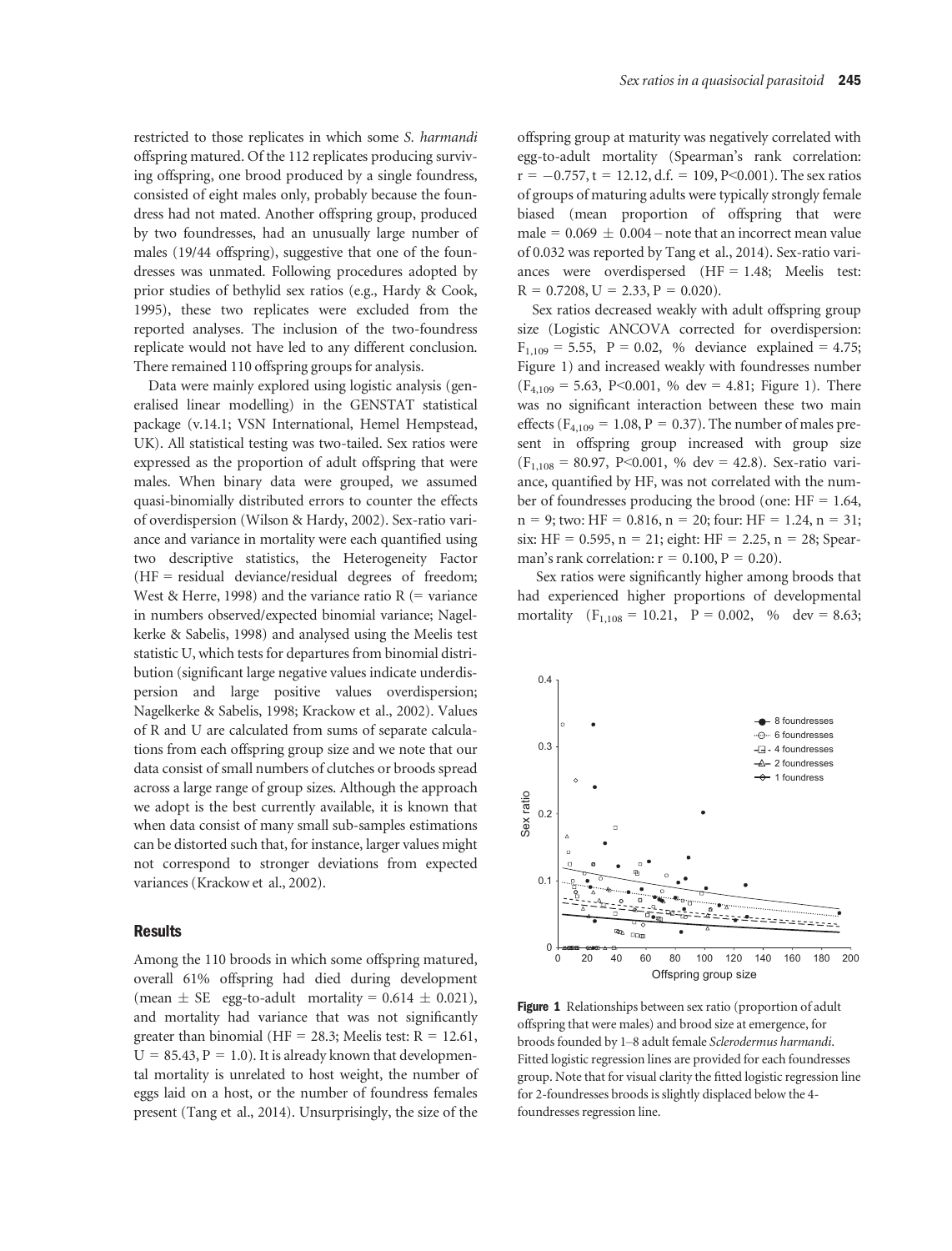restricted to those replicates in which some *S. harmandi* offspring matured. Of the 112 replicates producing surviving offspring, one brood produced by a single foundress, consisted of eight males only, probably because the foundress had not mated. Another offspring group, produced by two foundresses, had an unusually large number of males (19/44 offspring), suggestive that one of the foundresses was unmated. Following procedures adopted by prior studies of bethylid sex ratios (e.g., Hardy & Cook, 1995), these two replicates were excluded from the reported analyses. The inclusion of the two-foundress replicate would not have led to any different conclusion. There remained 110 offspring groups for analysis.

Data were mainly explored using logistic analysis (generalised linear modelling) in the GENSTAT statistical package (v.14.1; VSN International, Hemel Hempstead, UK). All statistical testing was two-tailed. Sex ratios were expressed as the proportion of adult offspring that were males. When binary data were grouped, we assumed quasi-binomially distributed errors to counter the effects of overdispersion (Wilson & Hardy, 2002). Sex-ratio variance and variance in mortality were each quantified using two descriptive statistics, the Heterogeneity Factor (HF = residual deviance/residual degrees of freedom; West & Herre, 1998) and the variance ratio R (= variance in numbers observed/expected binomial variance; Nagelkerke & Sabelis, 1998) and analysed using the Meelis test statistic U, which tests for departures from binomial distribution (significant large negative values indicate underdispersion and large positive values overdispersion; Nagelkerke & Sabelis, 1998; Krackow et al., 2002). Values of R and U are calculated from sums of separate calculations from each offspring group size and we note that our data consist of small numbers of clutches or broods spread across a large range of group sizes. Although the approach we adopt is the best currently available, it is known that when data consist of many small sub-samples estimations can be distorted such that, for instance, larger values might not correspond to stronger deviations from expected variances (Krackow et al., 2002).

## Results

Among the 110 broods in which some offspring matured, overall 61% offspring had died during development (mean ± SE egg-to-adult mortality = 0.614 ± 0.021), and mortality had variance that was not significantly greater than binomial (HF = 28.3; Meelis test: R = 12.61, U = 85.43, P = 1.0). It is already known that developmental mortality is unrelated to host weight, the number of eggs laid on a host, or the number of foundress females present (Tang et al., 2014). Unsurprisingly, the size of the offspring group at maturity was negatively correlated with egg-to-adult mortality (Spearman's rank correlation: r = −0.757, t = 12.12, d.f. = 109, P<0.001). The sex ratios of groups of maturing adults were typically strongly female biased (mean proportion of offspring that were male = 0.069 ± 0.004 – note that an incorrect mean value of 0.032 was reported by Tang et al., 2014). Sex-ratio variances were overdispersed (HF = 1.48; Meelis test: R = 0.7208, U = 2.33, P = 0.020).

Sex ratios decreased weakly with adult offspring group size (Logistic ANCOVA corrected for overdispersion: $F_{1,109}$ = 5.55, P = 0.02, % deviance explained = 4.75; Figure 1) and increased weakly with foundresses number ($F_{4,109}$ = 5.63, P<0.001, % dev = 4.81; Figure 1). There was no significant interaction between these two main effects ($F_{4,109}$ = 1.08, P = 0.37). The number of males present in offspring group increased with group size ($F_{1,108}$ = 80.97, P<0.001, % dev = 42.8). Sex-ratio variance, quantified by HF, was not correlated with the number of foundresses producing the brood (one: HF = 1.64, n = 9; two: HF = 0.816, n = 20; four: HF = 1.24, n = 31; six: HF = 0.595, n = 21; eight: HF = 2.25, n = 28; Spearman's rank correlation: r = 0.100, P = 0.20).

Sex ratios were significantly higher among broods that had experienced higher proportions of developmental mortality ($F_{1,108}$ = 10.21, P = 0.002, % dev = 8.63;

**Figure 1** Relationships between sex ratio (proportion of adult offspring that were males) and brood size at emergence, for broods founded by 1–8 adult female *Sclerodermus harmandi*. Fitted logistic regression lines are provided for each foundresses group. Note that for visual clarity the fitted logistic regression line for 2-foundresses broods is slightly displaced below the 4-foundresses regression line.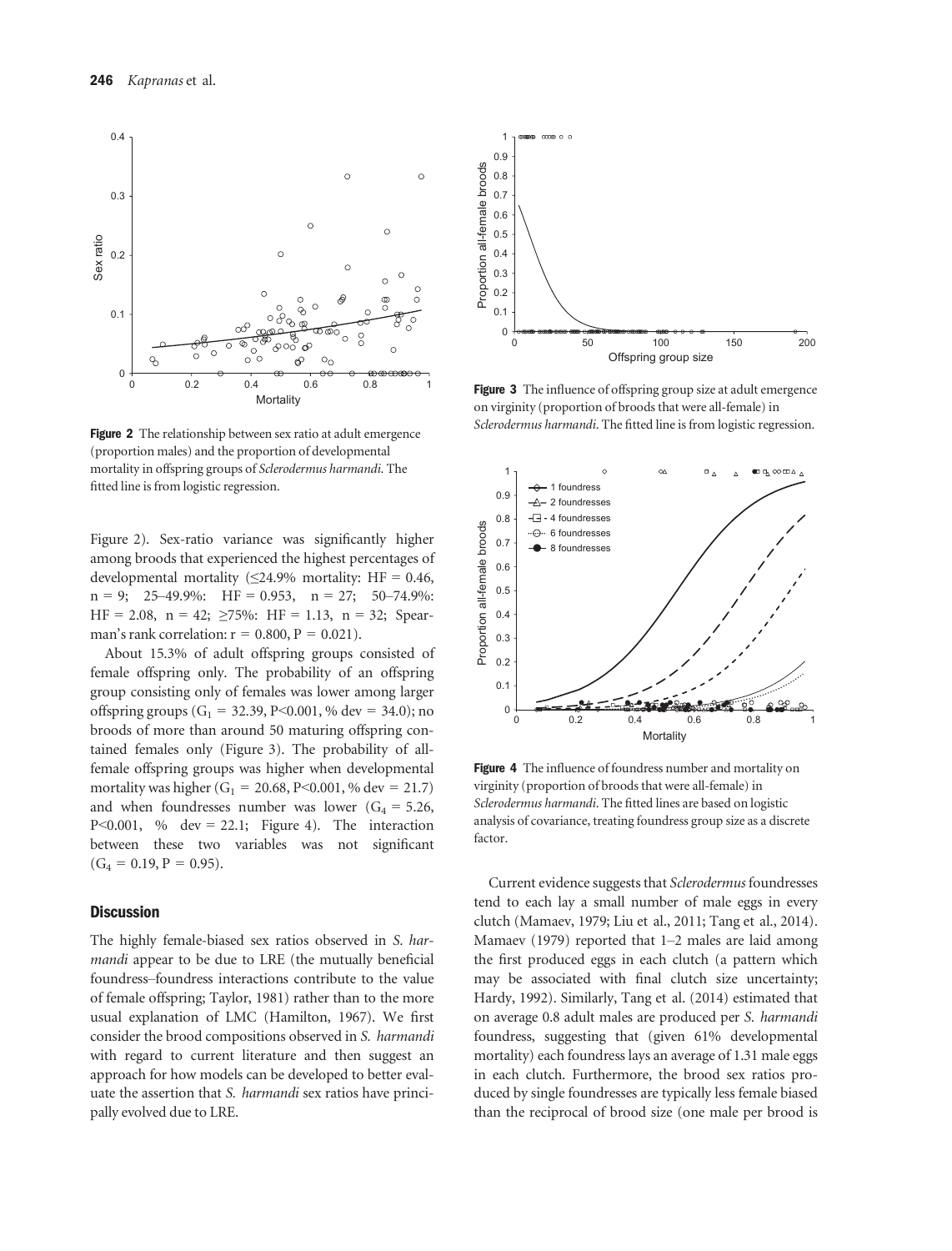**Figure 2** The relationship between sex ratio at adult emergence (proportion males) and the proportion of developmental mortality in offspring groups of *Sclerodermus harmandi*. The fitted line is from logistic regression.

**Figure 3** The influence of offspring group size at adult emergence on virginity (proportion of broods that were all-female) in *Sclerodermus harmandi*. The fitted line is from logistic regression.

**Figure 4** The influence of foundress number and mortality on virginity (proportion of broods that were all-female) in *Sclerodermus harmandi*. The fitted lines are based on logistic analysis of covariance, treating foundress group size as a discrete factor.

Figure 2). Sex-ratio variance was significantly higher among broods that experienced the highest percentages of developmental mortality (≤24.9% mortality: HF = 0.46, n = 9; 25–49.9%: HF = 0.953, n = 27; 50–74.9%: HF = 2.08, n = 42; ≥75%: HF = 1.13, n = 32; Spearman's rank correlation: r = 0.800, P = 0.021).

About 15.3% of adult offspring groups consisted of female offspring only. The probability of an offspring group consisting only of females was lower among larger offspring groups ($G_1$ = 32.39, P<0.001, % dev = 34.0); no broods of more than around 50 maturing offspring contained females only (Figure 3). The probability of all-female offspring groups was higher when developmental mortality was higher ($G_1$ = 20.68, P<0.001, % dev = 21.7) and when foundresses number was lower ($G_4$ = 5.26, P<0.001, % dev = 22.1; Figure 4). The interaction between these two variables was not significant ($G_4$ = 0.19, P = 0.95).

## Discussion

The highly female-biased sex ratios observed in *S. harmandi* appear to be due to LRE (the mutually beneficial foundress–foundress interactions contribute to the value of female offspring; Taylor, 1981) rather than to the more usual explanation of LMC (Hamilton, 1967). We first consider the brood compositions observed in *S. harmandi* with regard to current literature and then suggest an approach for how models can be developed to better evaluate the assertion that *S. harmandi* sex ratios have principally evolved due to LRE.

Current evidence suggests that *Sclerodermus* foundresses tend to each lay a small number of male eggs in every clutch (Mamaev, 1979; Liu et al., 2011; Tang et al., 2014). Mamaev (1979) reported that 1–2 males are laid among the first produced eggs in each clutch (a pattern which may be associated with final clutch size uncertainty; Hardy, 1992). Similarly, Tang et al. (2014) estimated that on average 0.8 adult males are produced per *S. harmandi* foundress, suggesting that (given 61% developmental mortality) each foundress lays an average of 1.31 male eggs in each clutch. Furthermore, the brood sex ratios produced by single foundresses are typically less female biased than the reciprocal of brood size (one male per brood is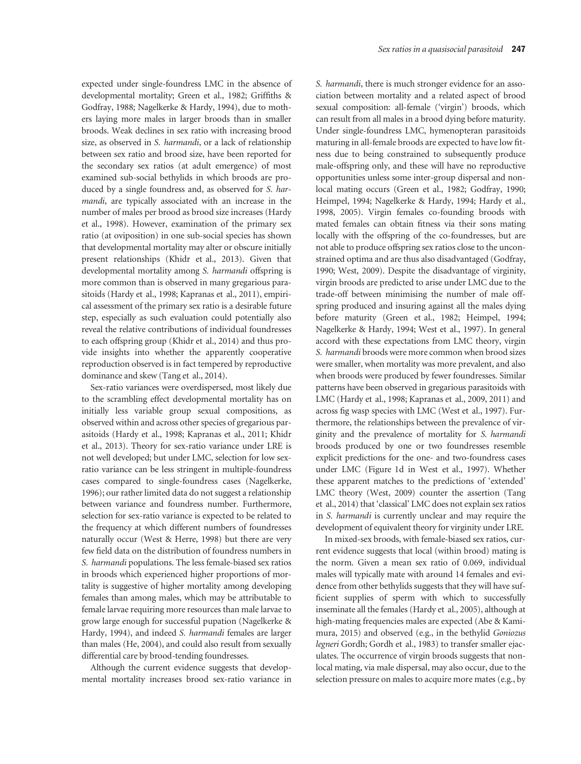expected under single-foundress LMC in the absence of developmental mortality; Green et al., 1982; Griffiths & Godfray, 1988; Nagelkerke & Hardy, 1994), due to mothers laying more males in larger broods than in smaller broods. Weak declines in sex ratio with increasing brood size, as observed in *S. harmandi*, or a lack of relationship between sex ratio and brood size, have been reported for the secondary sex ratios (at adult emergence) of most examined sub-social bethylids in which broods are produced by a single foundress and, as observed for *S. harmandi*, are typically associated with an increase in the number of males per brood as brood size increases (Hardy et al., 1998). However, examination of the primary sex ratio (at oviposition) in one sub-social species has shown that developmental mortality may alter or obscure initially present relationships (Khidr et al., 2013). Given that developmental mortality among *S. harmandi* offspring is more common than is observed in many gregarious parasitoids (Hardy et al., 1998; Kapranas et al., 2011), empirical assessment of the primary sex ratio is a desirable future step, especially as such evaluation could potentially also reveal the relative contributions of individual foundresses to each offspring group (Khidr et al., 2014) and thus provide insights into whether the apparently cooperative reproduction observed is in fact tempered by reproductive dominance and skew (Tang et al., 2014).

Sex-ratio variances were overdispersed, most likely due to the scrambling effect developmental mortality has on initially less variable group sexual compositions, as observed within and across other species of gregarious parasitoids (Hardy et al., 1998; Kapranas et al., 2011; Khidr et al., 2013). Theory for sex-ratio variance under LRE is not well developed; but under LMC, selection for low sex-ratio variance can be less stringent in multiple-foundress cases compared to single-foundress cases (Nagelkerke, 1996); our rather limited data do not suggest a relationship between variance and foundress number. Furthermore, selection for sex-ratio variance is expected to be related to the frequency at which different numbers of foundresses naturally occur (West & Herre, 1998) but there are very few field data on the distribution of foundress numbers in *S. harmandi* populations. The less female-biased sex ratios in broods which experienced higher proportions of mortality is suggestive of higher mortality among developing females than among males, which may be attributable to female larvae requiring more resources than male larvae to grow large enough for successful pupation (Nagelkerke & Hardy, 1994), and indeed *S. harmandi* females are larger than males (He, 2004), and could also result from sexually differential care by brood-tending foundresses.

Although the current evidence suggests that developmental mortality increases brood sex-ratio variance in *S. harmandi*, there is much stronger evidence for an association between mortality and a related aspect of brood sexual composition: all-female ('virgin') broods, which can result from all males in a brood dying before maturity. Under single-foundress LMC, hymenopteran parasitoids maturing in all-female broods are expected to have low fitness due to being constrained to subsequently produce male-offspring only, and these will have no reproductive opportunities unless some inter-group dispersal and non-local mating occurs (Green et al., 1982; Godfray, 1990; Heimpel, 1994; Nagelkerke & Hardy, 1994; Hardy et al., 1998, 2005). Virgin females co-founding broods with mated females can obtain fitness via their sons mating locally with the offspring of the co-foundresses, but are not able to produce offspring sex ratios close to the unconstrained optima and are thus also disadvantaged (Godfray, 1990; West, 2009). Despite the disadvantage of virginity, virgin broods are predicted to arise under LMC due to the trade-off between minimising the number of male offspring produced and insuring against all the males dying before maturity (Green et al., 1982; Heimpel, 1994; Nagelkerke & Hardy, 1994; West et al., 1997). In general accord with these expectations from LMC theory, virgin *S. harmandi* broods were more common when brood sizes were smaller, when mortality was more prevalent, and also when broods were produced by fewer foundresses. Similar patterns have been observed in gregarious parasitoids with LMC (Hardy et al., 1998; Kapranas et al., 2009, 2011) and across fig wasp species with LMC (West et al., 1997). Furthermore, the relationships between the prevalence of virginity and the prevalence of mortality for *S. harmandi* broods produced by one or two foundresses resemble explicit predictions for the one- and two-foundress cases under LMC (Figure 1d in West et al., 1997). Whether these apparent matches to the predictions of 'extended' LMC theory (West, 2009) counter the assertion (Tang et al., 2014) that 'classical' LMC does not explain sex ratios in *S. harmandi* is currently unclear and may require the development of equivalent theory for virginity under LRE.

In mixed-sex broods, with female-biased sex ratios, current evidence suggests that local (within brood) mating is the norm. Given a mean sex ratio of 0.069, individual males will typically mate with around 14 females and evidence from other bethylids suggests that they will have sufficient supplies of sperm with which to successfully inseminate all the females (Hardy et al., 2005), although at high-mating frequencies males are expected (Abe & Kamimura, 2015) and observed (e.g., in the bethylid *Goniozus legneri* Gordh; Gordh et al., 1983) to transfer smaller ejaculates. The occurrence of virgin broods suggests that non-local mating, via male dispersal, may also occur, due to the selection pressure on males to acquire more mates (e.g., by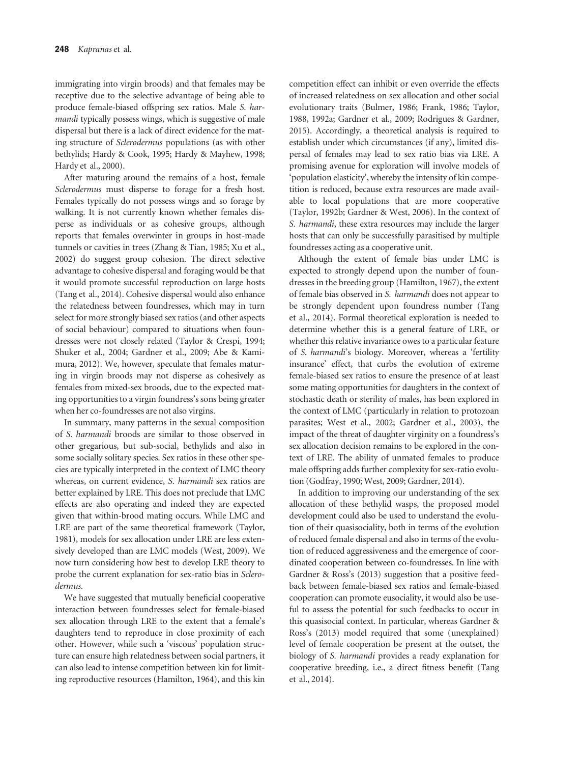immigrating into virgin broods) and that females may be receptive due to the selective advantage of being able to produce female-biased offspring sex ratios. Male *S. harmandi* typically possess wings, which is suggestive of male dispersal but there is a lack of direct evidence for the mating structure of *Sclerodermus* populations (as with other bethylids; Hardy & Cook, 1995; Hardy & Mayhew, 1998; Hardy et al., 2000).

After maturing around the remains of a host, female *Sclerodermus* must disperse to forage for a fresh host. Females typically do not possess wings and so forage by walking. It is not currently known whether females disperse as individuals or as cohesive groups, although reports that females overwinter in groups in host-made tunnels or cavities in trees (Zhang & Tian, 1985; Xu et al., 2002) do suggest group cohesion. The direct selective advantage to cohesive dispersal and foraging would be that it would promote successful reproduction on large hosts (Tang et al., 2014). Cohesive dispersal would also enhance the relatedness between foundresses, which may in turn select for more strongly biased sex ratios (and other aspects of social behaviour) compared to situations when foundresses were not closely related (Taylor & Crespi, 1994; Shuker et al., 2004; Gardner et al., 2009; Abe & Kamimura, 2012). We, however, speculate that females maturing in virgin broods may not disperse as cohesively as females from mixed-sex broods, due to the expected mating opportunities to a virgin foundress's sons being greater when her co-foundresses are not also virgins.

In summary, many patterns in the sexual composition of *S. harmandi* broods are similar to those observed in other gregarious, but sub-social, bethylids and also in some socially solitary species. Sex ratios in these other species are typically interpreted in the context of LMC theory whereas, on current evidence, *S. harmandi* sex ratios are better explained by LRE. This does not preclude that LMC effects are also operating and indeed they are expected given that within-brood mating occurs. While LMC and LRE are part of the same theoretical framework (Taylor, 1981), models for sex allocation under LRE are less extensively developed than are LMC models (West, 2009). We now turn considering how best to develop LRE theory to probe the current explanation for sex-ratio bias in *Sclerodermus*.

We have suggested that mutually beneficial cooperative interaction between foundresses select for female-biased sex allocation through LRE to the extent that a female's daughters tend to reproduce in close proximity of each other. However, while such a 'viscous' population structure can ensure high relatedness between social partners, it can also lead to intense competition between kin for limiting reproductive resources (Hamilton, 1964), and this kin competition effect can inhibit or even override the effects of increased relatedness on sex allocation and other social evolutionary traits (Bulmer, 1986; Frank, 1986; Taylor, 1988, 1992a; Gardner et al., 2009; Rodrigues & Gardner, 2015). Accordingly, a theoretical analysis is required to establish under which circumstances (if any), limited dispersal of females may lead to sex ratio bias via LRE. A promising avenue for exploration will involve models of 'population elasticity', whereby the intensity of kin competition is reduced, because extra resources are made available to local populations that are more cooperative (Taylor, 1992b; Gardner & West, 2006). In the context of *S. harmandi*, these extra resources may include the larger hosts that can only be successfully parasitised by multiple foundresses acting as a cooperative unit.

Although the extent of female bias under LMC is expected to strongly depend upon the number of foundresses in the breeding group (Hamilton, 1967), the extent of female bias observed in *S. harmandi* does not appear to be strongly dependent upon foundress number (Tang et al., 2014). Formal theoretical exploration is needed to determine whether this is a general feature of LRE, or whether this relative invariance owes to a particular feature of *S. harmandi*'s biology. Moreover, whereas a 'fertility insurance' effect, that curbs the evolution of extreme female-biased sex ratios to ensure the presence of at least some mating opportunities for daughters in the context of stochastic death or sterility of males, has been explored in the context of LMC (particularly in relation to protozoan parasites; West et al., 2002; Gardner et al., 2003), the impact of the threat of daughter virginity on a foundress's sex allocation decision remains to be explored in the context of LRE. The ability of unmated females to produce male offspring adds further complexity for sex-ratio evolution (Godfray, 1990; West, 2009; Gardner, 2014).

In addition to improving our understanding of the sex allocation of these bethylid wasps, the proposed model development could also be used to understand the evolution of their quasisociality, both in terms of the evolution of reduced female dispersal and also in terms of the evolution of reduced aggressiveness and the emergence of coordinated cooperation between co-foundresses. In line with Gardner & Ross's (2013) suggestion that a positive feedback between female-biased sex ratios and female-biased cooperation can promote eusociality, it would also be useful to assess the potential for such feedbacks to occur in this quasisocial context. In particular, whereas Gardner & Ross's (2013) model required that some (unexplained) level of female cooperation be present at the outset, the biology of *S. harmandi* provides a ready explanation for cooperative breeding, i.e., a direct fitness benefit (Tang et al., 2014).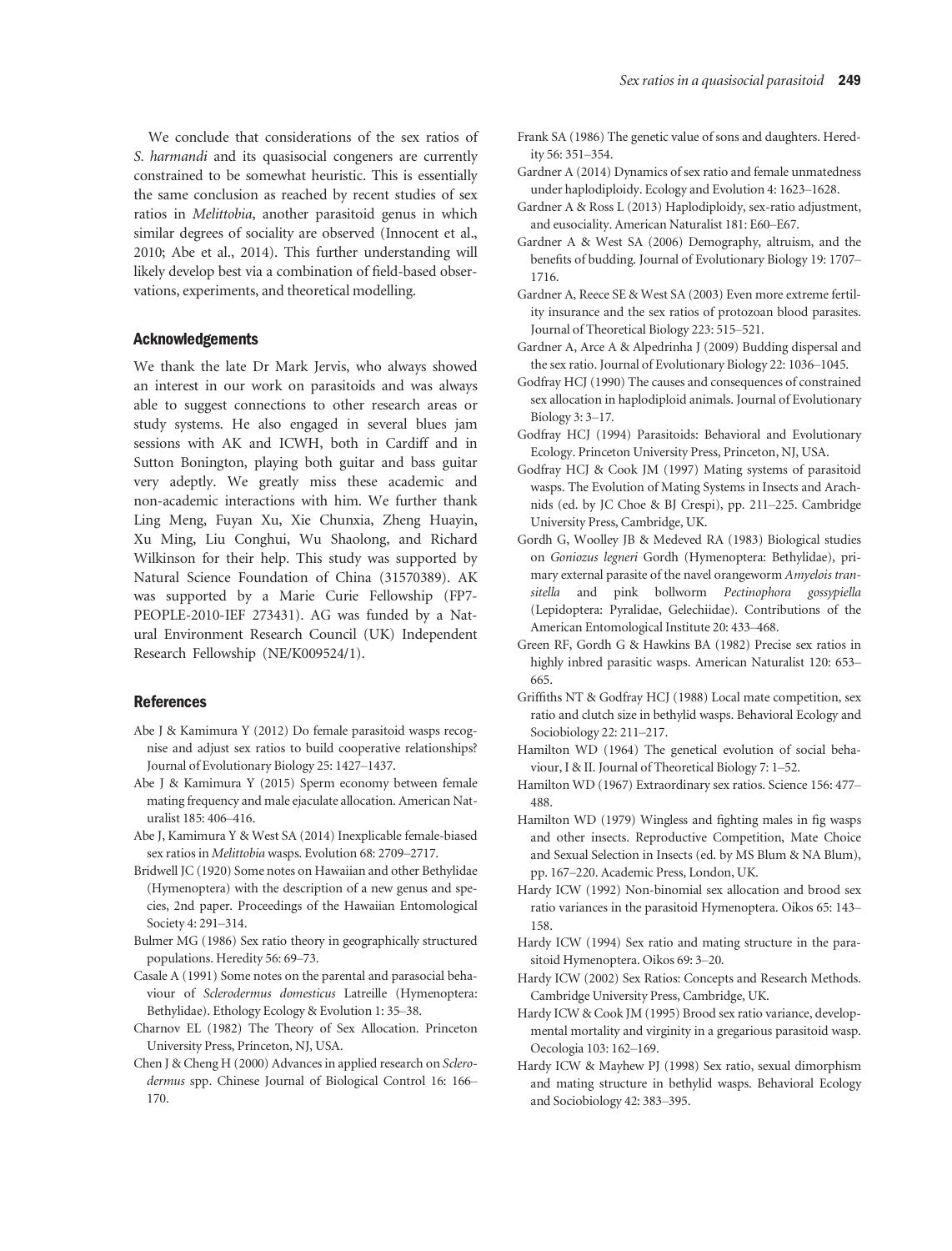We conclude that considerations of the sex ratios of *S. harmandi* and its quasisocial congeners are currently constrained to be somewhat heuristic. This is essentially the same conclusion as reached by recent studies of sex ratios in *Melittobia*, another parasitoid genus in which similar degrees of sociality are observed (Innocent et al., 2010; Abe et al., 2014). This further understanding will likely develop best via a combination of field-based observations, experiments, and theoretical modelling.

## Acknowledgements

We thank the late Dr Mark Jervis, who always showed an interest in our work on parasitoids and was always able to suggest connections to other research areas or study systems. He also engaged in several blues jam sessions with AK and ICWH, both in Cardiff and in Sutton Bonington, playing both guitar and bass guitar very adeptly. We greatly miss these academic and non-academic interactions with him. We further thank Ling Meng, Fuyan Xu, Xie Chunxia, Zheng Huayin, Xu Ming, Liu Conghui, Wu Shaolong, and Richard Wilkinson for their help. This study was supported by Natural Science Foundation of China (31570389). AK was supported by a Marie Curie Fellowship (FP7-PEOPLE-2010-IEF 273431). AG was funded by a Natural Environment Research Council (UK) Independent Research Fellowship (NE/K009524/1).

## References

Abe J & Kamimura Y (2012) Do female parasitoid wasps recognise and adjust sex ratios to build cooperative relationships? Journal of Evolutionary Biology 25: 1427–1437.

Abe J & Kamimura Y (2015) Sperm economy between female mating frequency and male ejaculate allocation. American Naturalist 185: 406–416.

Abe J, Kamimura Y & West SA (2014) Inexplicable female-biased sex ratios in *Melittobia* wasps. Evolution 68: 2709–2717.

Bridwell JC (1920) Some notes on Hawaiian and other Bethylidae (Hymenoptera) with the description of a new genus and species, 2nd paper. Proceedings of the Hawaiian Entomological Society 4: 291–314.

Bulmer MG (1986) Sex ratio theory in geographically structured populations. Heredity 56: 69–73.

Casale A (1991) Some notes on the parental and parasocial behaviour of *Sclerodermus domesticus* Latreille (Hymenoptera: Bethylidae). Ethology Ecology & Evolution 1: 35–38.

Charnov EL (1982) The Theory of Sex Allocation. Princeton University Press, Princeton, NJ, USA.

Chen J & Cheng H (2000) Advances in applied research on *Sclerodermus* spp. Chinese Journal of Biological Control 16: 166–170.

Frank SA (1986) The genetic value of sons and daughters. Heredity 56: 351–354.

Gardner A (2014) Dynamics of sex ratio and female unmatedness under haplodiploidy. Ecology and Evolution 4: 1623–1628.

Gardner A & Ross L (2013) Haplodiploidy, sex-ratio adjustment, and eusociality. American Naturalist 181: E60–E67.

Gardner A & West SA (2006) Demography, altruism, and the benefits of budding. Journal of Evolutionary Biology 19: 1707–1716.

Gardner A, Reece SE & West SA (2003) Even more extreme fertility insurance and the sex ratios of protozoan blood parasites. Journal of Theoretical Biology 223: 515–521.

Gardner A, Arce A & Alpedrinha J (2009) Budding dispersal and the sex ratio. Journal of Evolutionary Biology 22: 1036–1045.

Godfray HCJ (1990) The causes and consequences of constrained sex allocation in haplodiploid animals. Journal of Evolutionary Biology 3: 3–17.

Godfray HCJ (1994) Parasitoids: Behavioral and Evolutionary Ecology. Princeton University Press, Princeton, NJ, USA.

Godfray HCJ & Cook JM (1997) Mating systems of parasitoid wasps. The Evolution of Mating Systems in Insects and Arachnids (ed. by JC Choe & BJ Crespi), pp. 211–225. Cambridge University Press, Cambridge, UK.

Gordh G, Woolley JB & Medeved RA (1983) Biological studies on *Goniozus legneri* Gordh (Hymenoptera: Bethylidae), primary external parasite of the navel orangeworm *Amyelois transitella* and pink bollworm *Pectinophora gossypiella* (Lepidoptera: Pyralidae, Gelechiidae). Contributions of the American Entomological Institute 20: 433–468.

Green RF, Gordh G & Hawkins BA (1982) Precise sex ratios in highly inbred parasitic wasps. American Naturalist 120: 653–665.

Griffiths NT & Godfray HCJ (1988) Local mate competition, sex ratio and clutch size in bethylid wasps. Behavioral Ecology and Sociobiology 22: 211–217.

Hamilton WD (1964) The genetical evolution of social behaviour, I & II. Journal of Theoretical Biology 7: 1–52.

Hamilton WD (1967) Extraordinary sex ratios. Science 156: 477–488.

Hamilton WD (1979) Wingless and fighting males in fig wasps and other insects. Reproductive Competition, Mate Choice and Sexual Selection in Insects (ed. by MS Blum & NA Blum), pp. 167–220. Academic Press, London, UK.

Hardy ICW (1992) Non-binomial sex allocation and brood sex ratio variances in the parasitoid Hymenoptera. Oikos 65: 143–158.

Hardy ICW (1994) Sex ratio and mating structure in the parasitoid Hymenoptera. Oikos 69: 3–20.

Hardy ICW (2002) Sex Ratios: Concepts and Research Methods. Cambridge University Press, Cambridge, UK.

Hardy ICW & Cook JM (1995) Brood sex ratio variance, developmental mortality and virginity in a gregarious parasitoid wasp. Oecologia 103: 162–169.

Hardy ICW & Mayhew PJ (1998) Sex ratio, sexual dimorphism and mating structure in bethylid wasps. Behavioral Ecology and Sociobiology 42: 383–395.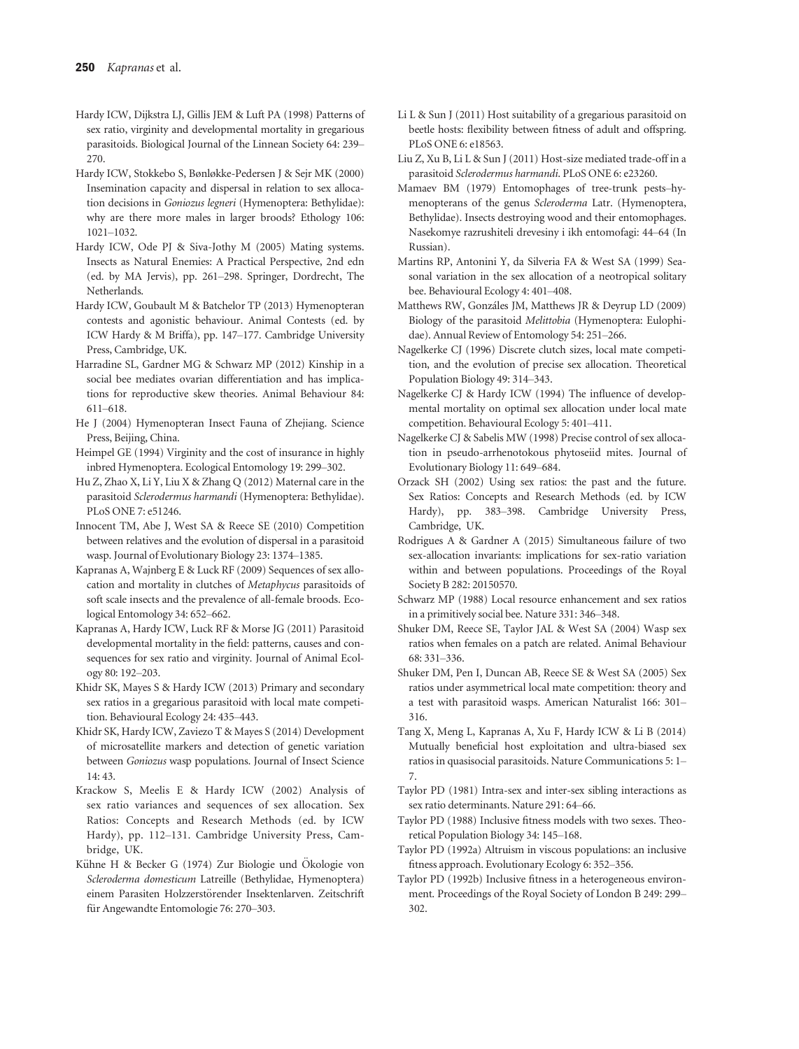Hardy ICW, Dijkstra LJ, Gillis JEM & Luft PA (1998) Patterns of sex ratio, virginity and developmental mortality in gregarious parasitoids. Biological Journal of the Linnean Society 64: 239–270.

Hardy ICW, Stokkebo S, Bønløkke-Pedersen J & Sejr MK (2000) Insemination capacity and dispersal in relation to sex allocation decisions in *Goniozus legneri* (Hymenoptera: Bethylidae): why are there more males in larger broods? Ethology 106: 1021–1032.

Hardy ICW, Ode PJ & Siva-Jothy M (2005) Mating systems. Insects as Natural Enemies: A Practical Perspective, 2nd edn (ed. by MA Jervis), pp. 261–298. Springer, Dordrecht, The Netherlands.

Hardy ICW, Goubault M & Batchelor TP (2013) Hymenopteran contests and agonistic behaviour. Animal Contests (ed. by ICW Hardy & M Briffa), pp. 147–177. Cambridge University Press, Cambridge, UK.

Harradine SL, Gardner MG & Schwarz MP (2012) Kinship in a social bee mediates ovarian differentiation and has implications for reproductive skew theories. Animal Behaviour 84: 611–618.

He J (2004) Hymenopteran Insect Fauna of Zhejiang. Science Press, Beijing, China.

Heimpel GE (1994) Virginity and the cost of insurance in highly inbred Hymenoptera. Ecological Entomology 19: 299–302.

Hu Z, Zhao X, Li Y, Liu X & Zhang Q (2012) Maternal care in the parasitoid *Sclerodermus harmandi* (Hymenoptera: Bethylidae). PLoS ONE 7: e51246.

Innocent TM, Abe J, West SA & Reece SE (2010) Competition between relatives and the evolution of dispersal in a parasitoid wasp. Journal of Evolutionary Biology 23: 1374–1385.

Kapranas A, Wajnberg E & Luck RF (2009) Sequences of sex allocation and mortality in clutches of *Metaphycus* parasitoids of soft scale insects and the prevalence of all-female broods. Ecological Entomology 34: 652–662.

Kapranas A, Hardy ICW, Luck RF & Morse JG (2011) Parasitoid developmental mortality in the field: patterns, causes and consequences for sex ratio and virginity. Journal of Animal Ecology 80: 192–203.

Khidr SK, Mayes S & Hardy ICW (2013) Primary and secondary sex ratios in a gregarious parasitoid with local mate competition. Behavioural Ecology 24: 435–443.

Khidr SK, Hardy ICW, Zaviezo T & Mayes S (2014) Development of microsatellite markers and detection of genetic variation between *Goniozus* wasp populations. Journal of Insect Science 14: 43.

Krackow S, Meelis E & Hardy ICW (2002) Analysis of sex ratio variances and sequences of sex allocation. Sex Ratios: Concepts and Research Methods (ed. by ICW Hardy), pp. 112–131. Cambridge University Press, Cambridge, UK.

Kühne H & Becker G (1974) Zur Biologie und Ökologie von *Scleroderma domesticum* Latreille (Bethylidae, Hymenoptera) einem Parasiten Holzzerstörender Insektenlarven. Zeitschrift für Angewandte Entomologie 76: 270–303.

Li L & Sun J (2011) Host suitability of a gregarious parasitoid on beetle hosts: flexibility between fitness of adult and offspring. PLoS ONE 6: e18563.

Liu Z, Xu B, Li L & Sun J (2011) Host-size mediated trade-off in a parasitoid *Sclerodermus harmandi*. PLoS ONE 6: e23260.

Mamaev BM (1979) Entomophages of tree-trunk pests–hymenopterans of the genus *Scleroderma* Latr. (Hymenoptera, Bethylidae). Insects destroying wood and their entomophages. Nasekomye razrushiteli drevesiny i ikh entomofagi: 44–64 (In Russian).

Martins RP, Antonini Y, da Silveria FA & West SA (1999) Seasonal variation in the sex allocation of a neotropical solitary bee. Behavioural Ecology 4: 401–408.

Matthews RW, Gonzáles JM, Matthews JR & Deyrup LD (2009) Biology of the parasitoid *Melittobia* (Hymenoptera: Eulophidae). Annual Review of Entomology 54: 251–266.

Nagelkerke CJ (1996) Discrete clutch sizes, local mate competition, and the evolution of precise sex allocation. Theoretical Population Biology 49: 314–343.

Nagelkerke CJ & Hardy ICW (1994) The influence of developmental mortality on optimal sex allocation under local mate competition. Behavioural Ecology 5: 401–411.

Nagelkerke CJ & Sabelis MW (1998) Precise control of sex allocation in pseudo-arrhenotokous phytoseiid mites. Journal of Evolutionary Biology 11: 649–684.

Orzack SH (2002) Using sex ratios: the past and the future. Sex Ratios: Concepts and Research Methods (ed. by ICW Hardy), pp. 383–398. Cambridge University Press, Cambridge, UK.

Rodrigues A & Gardner A (2015) Simultaneous failure of two sex-allocation invariants: implications for sex-ratio variation within and between populations. Proceedings of the Royal Society B 282: 20150570.

Schwarz MP (1988) Local resource enhancement and sex ratios in a primitively social bee. Nature 331: 346–348.

Shuker DM, Reece SE, Taylor JAL & West SA (2004) Wasp sex ratios when females on a patch are related. Animal Behaviour 68: 331–336.

Shuker DM, Pen I, Duncan AB, Reece SE & West SA (2005) Sex ratios under asymmetrical local mate competition: theory and a test with parasitoid wasps. American Naturalist 166: 301–316.

Tang X, Meng L, Kapranas A, Xu F, Hardy ICW & Li B (2014) Mutually beneficial host exploitation and ultra-biased sex ratios in quasisocial parasitoids. Nature Communications 5: 1–7.

Taylor PD (1981) Intra-sex and inter-sex sibling interactions as sex ratio determinants. Nature 291: 64–66.

Taylor PD (1988) Inclusive fitness models with two sexes. Theoretical Population Biology 34: 145–168.

Taylor PD (1992a) Altruism in viscous populations: an inclusive fitness approach. Evolutionary Ecology 6: 352–356.

Taylor PD (1992b) Inclusive fitness in a heterogeneous environment. Proceedings of the Royal Society of London B 249: 299–302.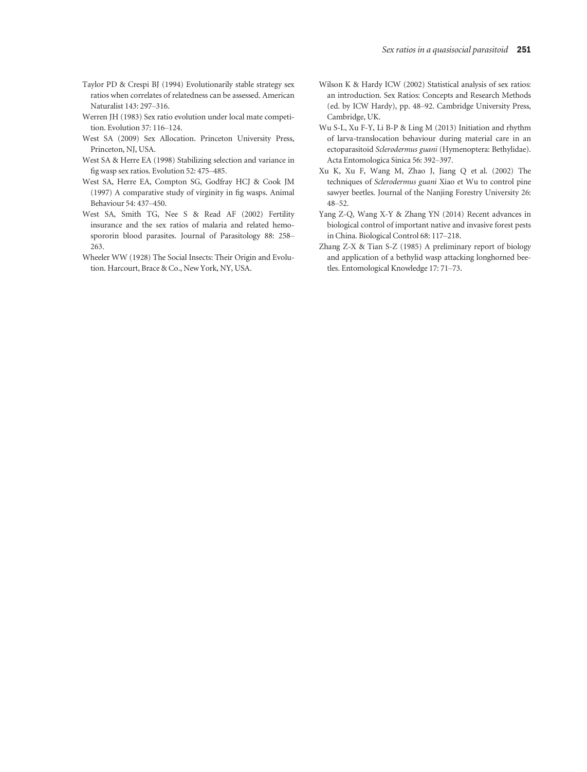Taylor PD & Crespi BJ (1994) Evolutionarily stable strategy sex ratios when correlates of relatedness can be assessed. American Naturalist 143: 297–316.

Werren JH (1983) Sex ratio evolution under local mate competition. Evolution 37: 116–124.

West SA (2009) Sex Allocation. Princeton University Press, Princeton, NJ, USA.

West SA & Herre EA (1998) Stabilizing selection and variance in fig wasp sex ratios. Evolution 52: 475–485.

West SA, Herre EA, Compton SG, Godfray HCJ & Cook JM (1997) A comparative study of virginity in fig wasps. Animal Behaviour 54: 437–450.

West SA, Smith TG, Nee S & Read AF (2002) Fertility insurance and the sex ratios of malaria and related hemosprorin blood parasites. Journal of Parasitology 88: 258–263.

Wheeler WW (1928) The Social Insects: Their Origin and Evolution. Harcourt, Brace & Co., New York, NY, USA.

Wilson K & Hardy ICW (2002) Statistical analysis of sex ratios: an introduction. Sex Ratios: Concepts and Research Methods (ed. by ICW Hardy), pp. 48–92. Cambridge University Press, Cambridge, UK.

Wu S-L, Xu F-Y, Li B-P & Ling M (2013) Initiation and rhythm of larva-translocation behaviour during material care in an ectoparasitoid *Sclerodermus guani* (Hymenoptera: Bethylidae). Acta Entomologica Sinica 56: 392–397.

Xu K, Xu F, Wang M, Zhao J, Jiang Q et al. (2002) The techniques of *Sclerodermus guani* Xiao et Wu to control pine sawyer beetles. Journal of the Nanjing Forestry University 26: 48–52.

Yang Z-Q, Wang X-Y & Zhang YN (2014) Recent advances in biological control of important native and invasive forest pests in China. Biological Control 68: 117–218.

Zhang Z-X & Tian S-Z (1985) A preliminary report of biology and application of a bethylid wasp attacking longhorned beetles. Entomological Knowledge 17: 71–73.